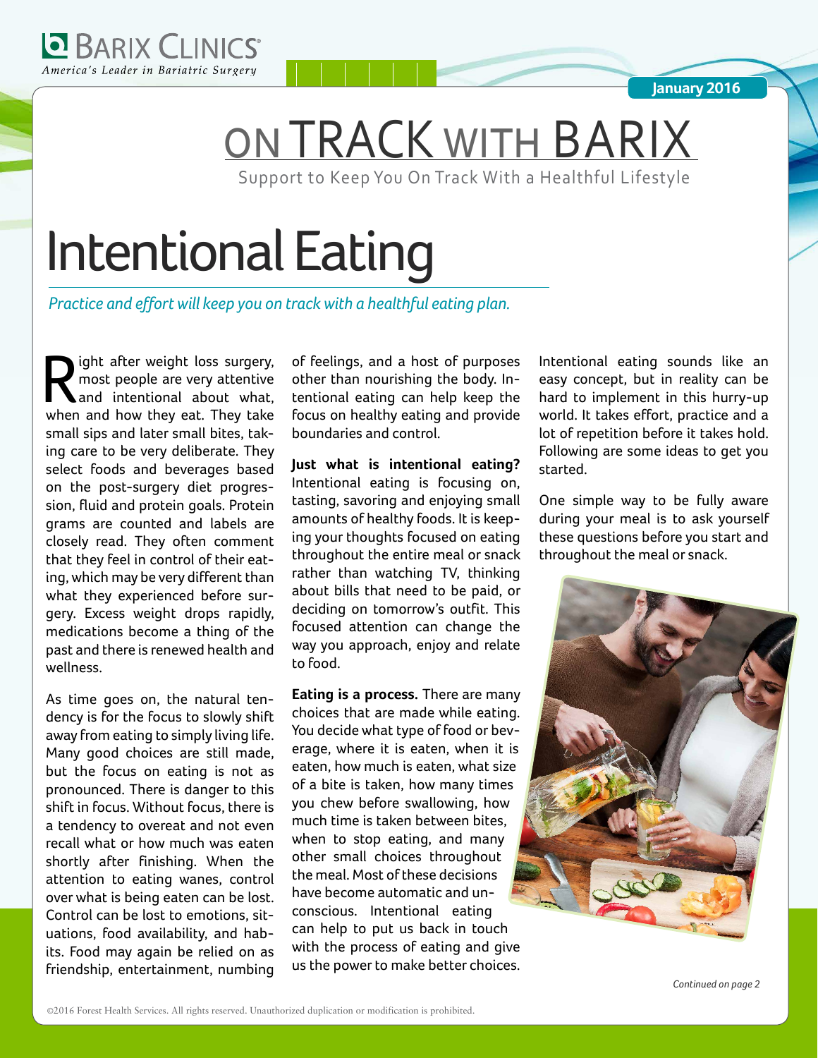BARIX CLINICS®

*America's Leader in Bariatric Surgery*

January 2016

# ON TRACK WITH BARIX

Support to Keep You On Track With a Healthful Lifestyle

# Intentional Eating

*Practice and effort will keep you on track with a healthful eating plan.*

Right after weight loss surgery, most people are very attentive and intentional about what, when and how they eat. They take small sips and later small bites, taking care to be very deliberate. They select foods and beverages based on the post-surgery diet progression, fluid and protein goals. Protein grams are counted and labels are closely read. They often comment that they feel in control of their eating, which may be very different than what they experienced before surgery. Excess weight drops rapidly, medications become a thing of the past and there is renewed health and wellness.

As time goes on, the natural tendency is for the focus to slowly shift away from eating to simply living life. Many good choices are still made, but the focus on eating is not as pronounced. There is danger to this shift in focus. Without focus, there is a tendency to overeat and not even recall what or how much was eaten shortly after finishing. When the attention to eating wanes, control over what is being eaten can be lost. Control can be lost to emotions, situations, food availability, and habits. Food may again be relied on as friendship, entertainment, numbing of feelings, and a host of purposes other than nourishing the body. Intentional eating can help keep the focus on healthy eating and provide boundaries and control.

**Just what is intentional eating?** Intentional eating is focusing on, tasting, savoring and enjoying small amounts of healthy foods. It is keeping your thoughts focused on eating throughout the entire meal or snack rather than watching TV, thinking about bills that need to be paid, or deciding on tomorrow's outfit. This focused attention can change the way you approach, enjoy and relate to food.

**Eating is a process.** There are many choices that are made while eating. You decide what type of food or beverage, where it is eaten, when it is eaten, how much is eaten, what size of a bite is taken, how many times you chew before swallowing, how much time is taken between bites, when to stop eating, and many other small choices throughout the meal. Most of these decisions have become automatic and unconscious. Intentional eating can help to put us back in touch with the process of eating and give us the power to make better choices.

Intentional eating sounds like an easy concept, but in reality can be hard to implement in this hurry-up world. It takes effort, practice and a lot of repetition before it takes hold. Following are some ideas to get you started.

One simple way to be fully aware during your meal is to ask yourself these questions before you start and throughout the meal or snack.

*Continued on page 2*

©2016 Forest Health Services. All rights reserved. Unauthorized duplication or modification is prohibited.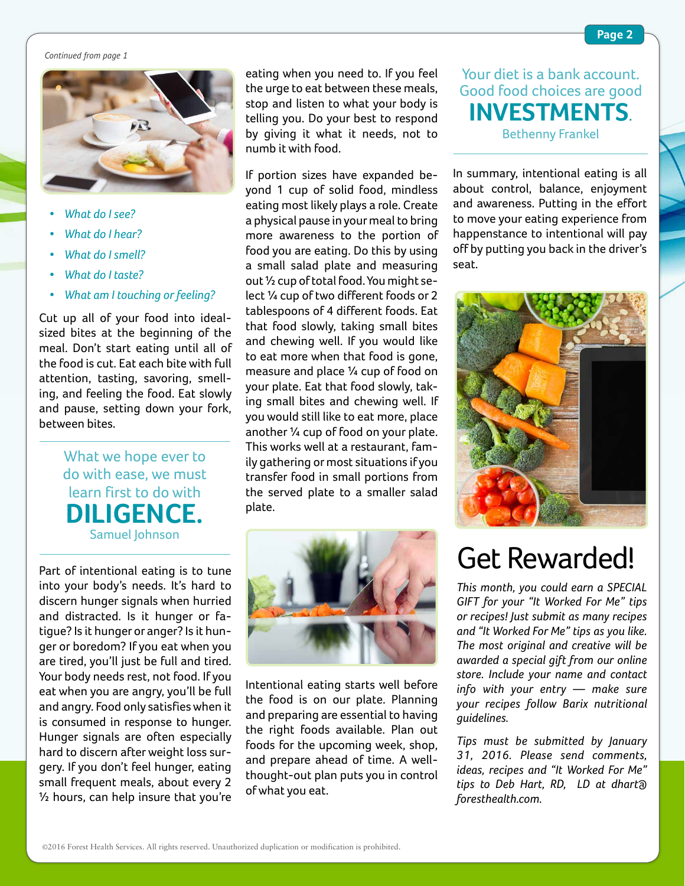*Continued from page 1*

- *What do I see?*
- *What do I hear?*
- *What do I smell?*
- *What do I taste?*
- *What am I touching or feeling?*

Cut up all of your food into ideal-sized bites at the beginning of the meal. Don't start eating until all of the food is cut. Eat each bite with full attention, tasting, savoring, smelling, and feeling the food. Eat slowly and pause, setting down your fork, between bites.

> What we hope ever to do with ease, we must learn first to do with **DILIGENCE.**
>
> Samuel Johnson

Part of intentional eating is to tune into your body's needs. It's hard to discern hunger signals when hurried and distracted. Is it hunger or fatigue? Is it hunger or anger? Is it hunger or boredom? If you eat when you are tired, you'll just be full and tired. Your body needs rest, not food. If you eat when you are angry, you'll be full and angry. Food only satisfies when it is consumed in response to hunger. Hunger signals are often especially hard to discern after weight loss surgery. If you don't feel hunger, eating small frequent meals, about every 2 ½ hours, can help insure that you're eating when you need to. If you feel the urge to eat between these meals, stop and listen to what your body is telling you. Do your best to respond by giving it what it needs, not to numb it with food.

If portion sizes have expanded beyond 1 cup of solid food, mindless eating most likely plays a role. Create a physical pause in your meal to bring more awareness to the portion of food you are eating. Do this by using a small salad plate and measuring out ½ cup of total food. You might select ¼ cup of two different foods or 2 tablespoons of 4 different foods. Eat that food slowly, taking small bites and chewing well. If you would like to eat more when that food is gone, measure and place ¼ cup of food on your plate. Eat that food slowly, taking small bites and chewing well. If you would still like to eat more, place another ¼ cup of food on your plate. This works well at a restaurant, family gathering or most situations if you transfer food in small portions from the served plate to a smaller salad plate.

Intentional eating starts well before the food is on our plate. Planning and preparing are essential to having the right foods available. Plan out foods for the upcoming week, shop, and prepare ahead of time. A well-thought-out plan puts you in control of what you eat.

> Your diet is a bank account. Good food choices are good **INVESTMENTS.**
>
> Bethenny Frankel

In summary, intentional eating is all about control, balance, enjoyment and awareness. Putting in the effort to move your eating experience from happenstance to intentional will pay off by putting you back in the driver's seat.

# Get Rewarded!

*This month, you could earn a SPECIAL GIFT for your "It Worked For Me" tips or recipes! Just submit as many recipes and "It Worked For Me" tips as you like. The most original and creative will be awarded a special gift from our online store. Include your name and contact info with your entry — make sure your recipes follow Barix nutritional guidelines.*

*Tips must be submitted by January 31, 2016. Please send comments, ideas, recipes and "It Worked For Me" tips to Deb Hart, RD, LD at dhart@foresthealth.com.*

©2016 Forest Health Services. All rights reserved. Unauthorized duplication or modification is prohibited.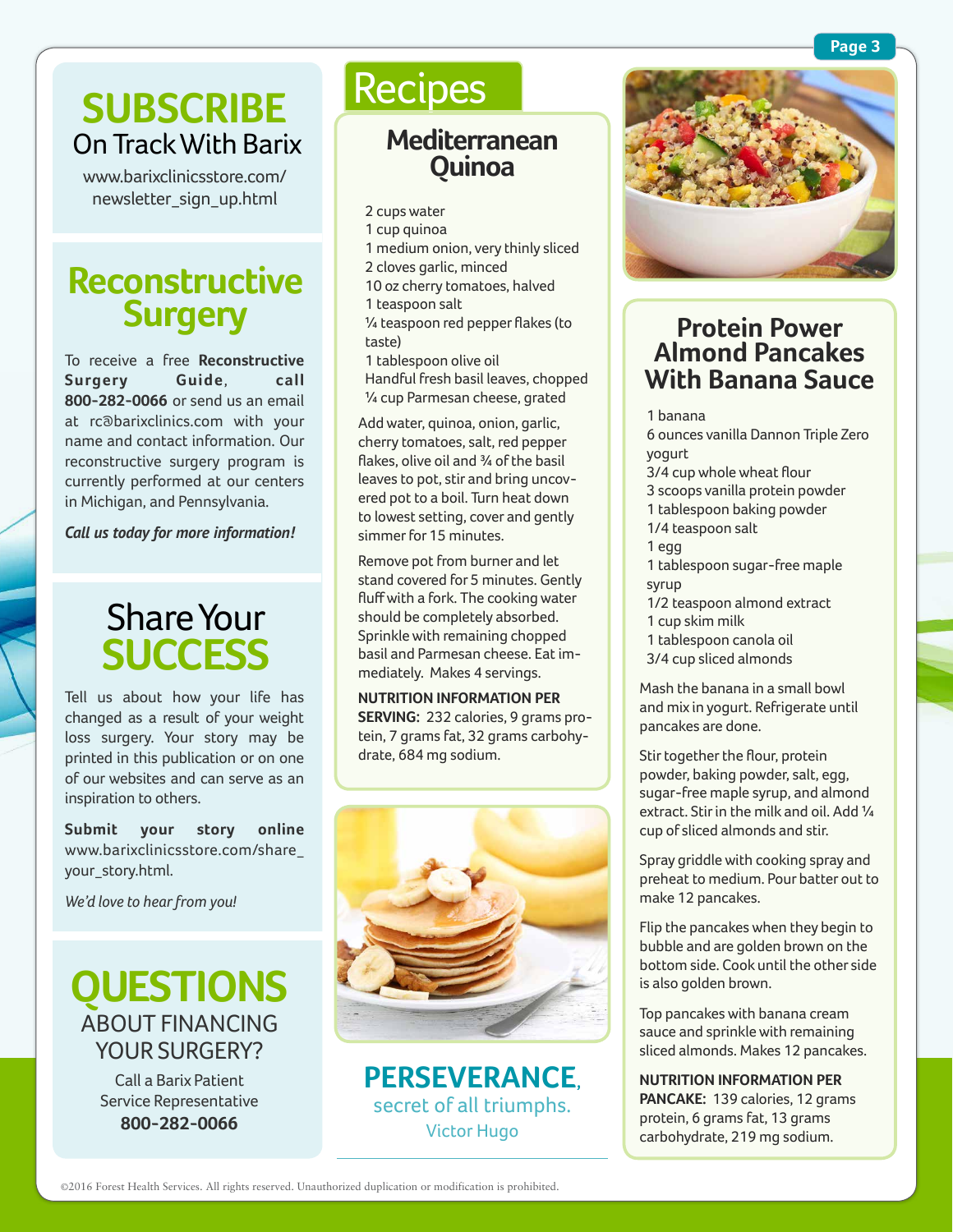# SUBSCRIBE

On Track With Barix

www.barixclinicsstore.com/newsletter_sign_up.html

# Reconstructive Surgery

To receive a free **Reconstructive Surgery Guide**, call **800-282-0066** or send us an email at rc@barixclinics.com with your name and contact information. Our reconstructive surgery program is currently performed at our centers in Michigan, and Pennsylvania.

***Call us today for more information!***

# Share Your SUCCESS

Tell us about how your life has changed as a result of your weight loss surgery. Your story may be printed in this publication or on one of our websites and can serve as an inspiration to others.

**Submit your story online** www.barixclinicsstore.com/share_your_story.html.

*We'd love to hear from you!*

# QUESTIONS

ABOUT FINANCING YOUR SURGERY?

Call a Barix Patient Service Representative
**800-282-0066**

# Recipes

## Mediterranean Quinoa

- 2 cups water
- 1 cup quinoa
- 1 medium onion, very thinly sliced
- 2 cloves garlic, minced
- 10 oz cherry tomatoes, halved
- 1 teaspoon salt
- ¼ teaspoon red pepper flakes (to taste)
- 1 tablespoon olive oil
- Handful fresh basil leaves, chopped
- ¼ cup Parmesan cheese, grated

Add water, quinoa, onion, garlic, cherry tomatoes, salt, red pepper flakes, olive oil and ¾ of the basil leaves to pot, stir and bring uncovered pot to a boil. Turn heat down to lowest setting, cover and gently simmer for 15 minutes.

Remove pot from burner and let stand covered for 5 minutes. Gently fluff with a fork. The cooking water should be completely absorbed. Sprinkle with remaining chopped basil and Parmesan cheese. Eat immediately. Makes 4 servings.

**NUTRITION INFORMATION PER SERVING:** 232 calories, 9 grams protein, 7 grams fat, 32 grams carbohydrate, 684 mg sodium.

**PERSEVERANCE**, secret of all triumphs.
Victor Hugo

## Protein Power Almond Pancakes With Banana Sauce

- 1 banana
- 6 ounces vanilla Dannon Triple Zero yogurt
- 3/4 cup whole wheat flour
- 3 scoops vanilla protein powder
- 1 tablespoon baking powder
- 1/4 teaspoon salt
- 1 egg
- 1 tablespoon sugar-free maple syrup
- 1/2 teaspoon almond extract
- 1 cup skim milk
- 1 tablespoon canola oil
- 3/4 cup sliced almonds

Mash the banana in a small bowl and mix in yogurt. Refrigerate until pancakes are done.

Stir together the flour, protein powder, baking powder, salt, egg, sugar-free maple syrup, and almond extract. Stir in the milk and oil. Add ¼ cup of sliced almonds and stir.

Spray griddle with cooking spray and preheat to medium. Pour batter out to make 12 pancakes.

Flip the pancakes when they begin to bubble and are golden brown on the bottom side. Cook until the other side is also golden brown.

Top pancakes with banana cream sauce and sprinkle with remaining sliced almonds. Makes 12 pancakes.

**NUTRITION INFORMATION PER PANCAKE:** 139 calories, 12 grams protein, 6 grams fat, 13 grams carbohydrate, 219 mg sodium.

©2016 Forest Health Services. All rights reserved. Unauthorized duplication or modification is prohibited.